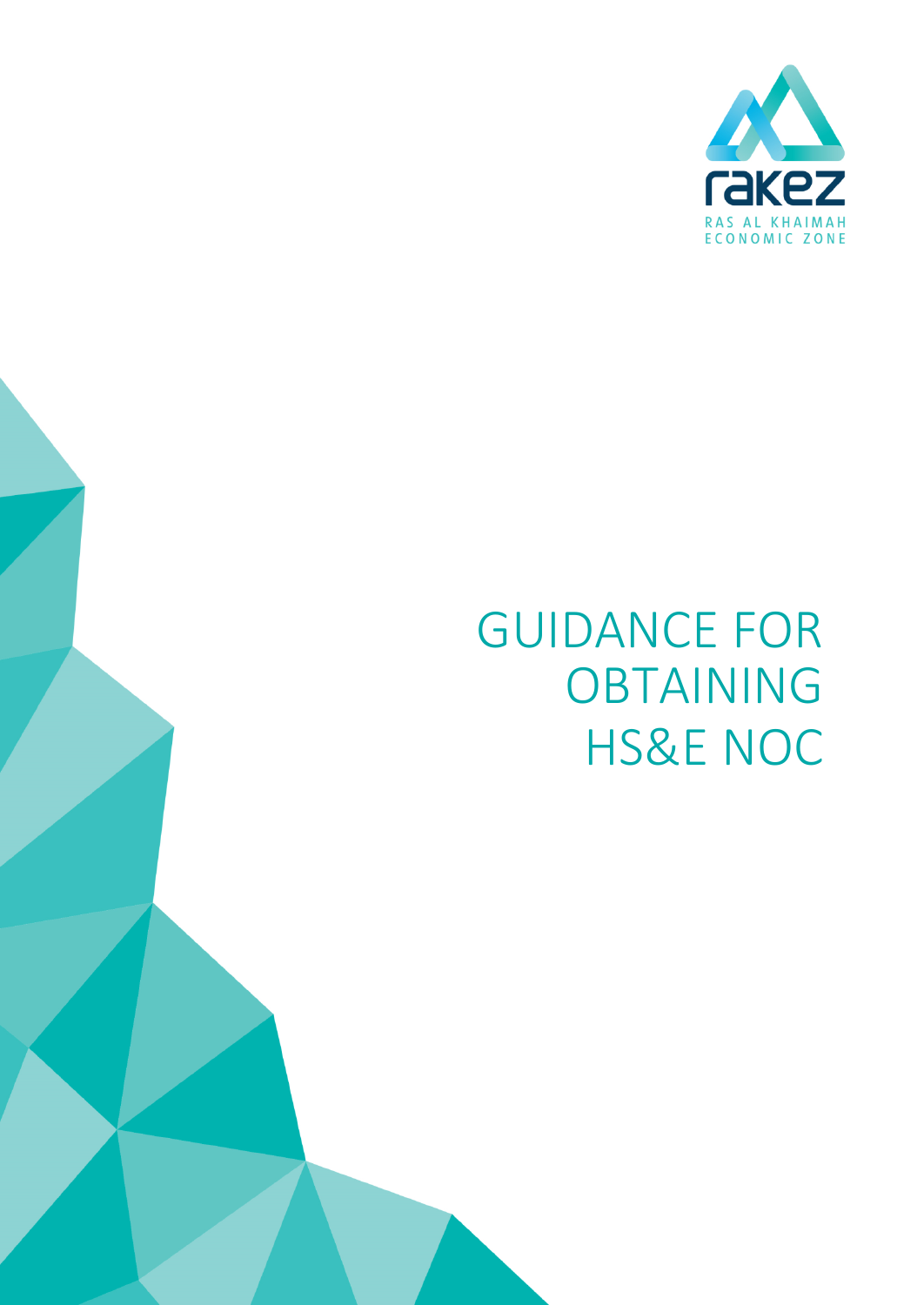rakez

RAS AL KHAIMAH ECONOMIC ZONE

# GUIDANCE FOR OBTAINING HS&E NOC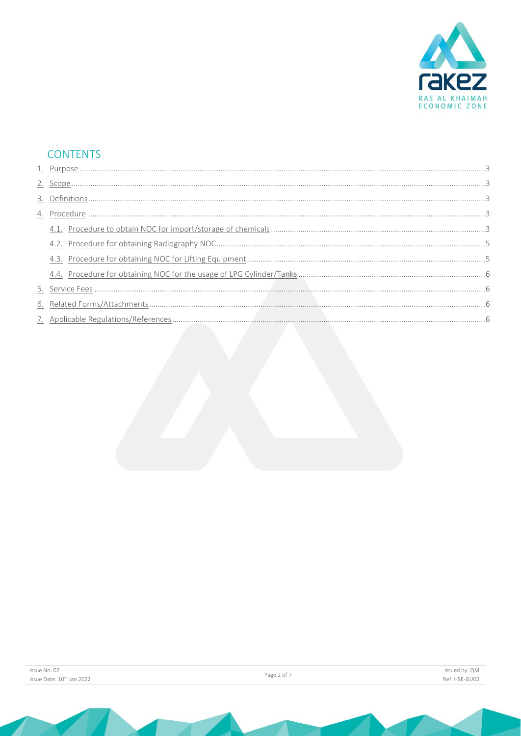## CONTENTS

1. Purpose ........................................................................................................................................ 3
2. Scope ........................................................................................................................................... 3
3. Definitions .................................................................................................................................. 3
4. Procedure .................................................................................................................................... 3
   - 4.1. Procedure to obtain NOC for import/storage of chemicals ..................................................... 3
   - 4.2. Procedure for obtaining Radiography NOC ............................................................................ 5
   - 4.3. Procedure for obtaining NOC for Lifting Equipment .............................................................. 5
   - 4.4. Procedure for obtaining NOC for the usage of LPG Cylinder/Tanks ....................................... 6
5. Service Fees ................................................................................................................................. 6
6. Related Forms/Attachments ......................................................................................................... 6
7. Applicable Regulations/References ............................................................................................. 6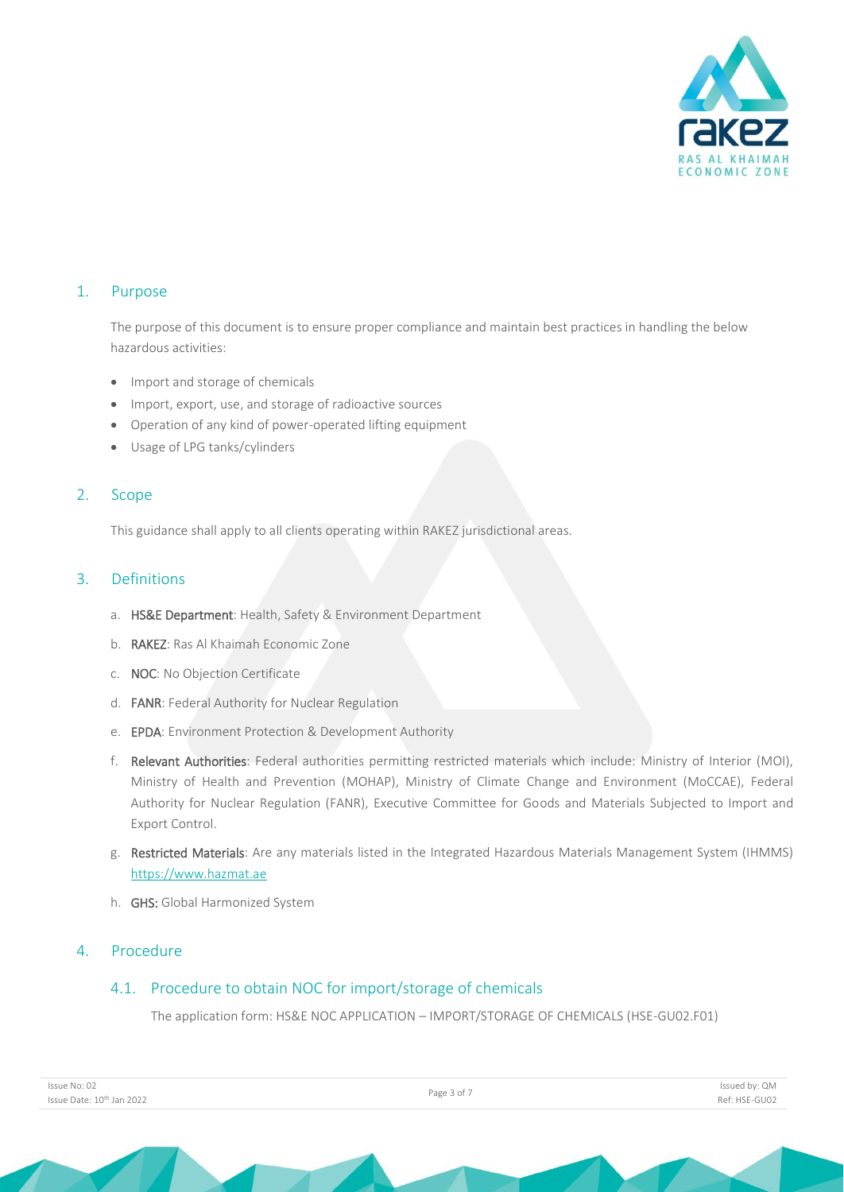## 1. Purpose

The purpose of this document is to ensure proper compliance and maintain best practices in handling the below hazardous activities:

- Import and storage of chemicals
- Import, export, use, and storage of radioactive sources
- Operation of any kind of power-operated lifting equipment
- Usage of LPG tanks/cylinders

## 2. Scope

This guidance shall apply to all clients operating within RAKEZ jurisdictional areas.

## 3. Definitions

a. **HS&E Department**: Health, Safety & Environment Department

b. **RAKEZ**: Ras Al Khaimah Economic Zone

c. **NOC**: No Objection Certificate

d. **FANR**: Federal Authority for Nuclear Regulation

e. **EPDA**: Environment Protection & Development Authority

f. **Relevant Authorities**: Federal authorities permitting restricted materials which include: Ministry of Interior (MOI), Ministry of Health and Prevention (MOHAP), Ministry of Climate Change and Environment (MoCCAE), Federal Authority for Nuclear Regulation (FANR), Executive Committee for Goods and Materials Subjected to Import and Export Control.

g. **Restricted Materials**: Are any materials listed in the Integrated Hazardous Materials Management System (IHMMS) https://www.hazmat.ae

h. **GHS:** Global Harmonized System

## 4. Procedure

### 4.1. Procedure to obtain NOC for import/storage of chemicals

The application form: HS&E NOC APPLICATION – IMPORT/STORAGE OF CHEMICALS (HSE-GU02.F01)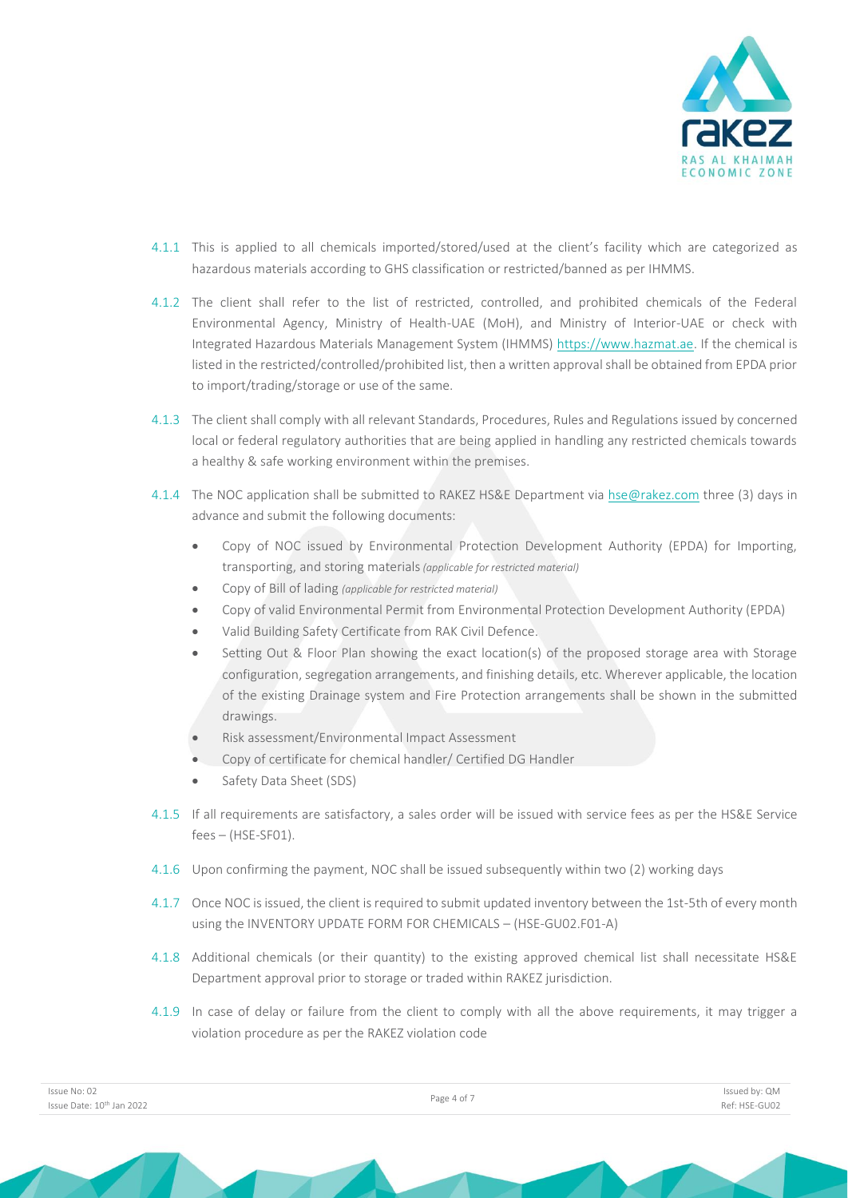4.1.1 This is applied to all chemicals imported/stored/used at the client's facility which are categorized as hazardous materials according to GHS classification or restricted/banned as per IHMMS.

4.1.2 The client shall refer to the list of restricted, controlled, and prohibited chemicals of the Federal Environmental Agency, Ministry of Health-UAE (MoH), and Ministry of Interior-UAE or check with Integrated Hazardous Materials Management System (IHMMS) https://www.hazmat.ae. If the chemical is listed in the restricted/controlled/prohibited list, then a written approval shall be obtained from EPDA prior to import/trading/storage or use of the same.

4.1.3 The client shall comply with all relevant Standards, Procedures, Rules and Regulations issued by concerned local or federal regulatory authorities that are being applied in handling any restricted chemicals towards a healthy & safe working environment within the premises.

4.1.4 The NOC application shall be submitted to RAKEZ HS&E Department via hse@rakez.com three (3) days in advance and submit the following documents:

- Copy of NOC issued by Environmental Protection Development Authority (EPDA) for Importing, transporting, and storing materials *(applicable for restricted material)*
- Copy of Bill of lading *(applicable for restricted material)*
- Copy of valid Environmental Permit from Environmental Protection Development Authority (EPDA)
- Valid Building Safety Certificate from RAK Civil Defence.
- Setting Out & Floor Plan showing the exact location(s) of the proposed storage area with Storage configuration, segregation arrangements, and finishing details, etc. Wherever applicable, the location of the existing Drainage system and Fire Protection arrangements shall be shown in the submitted drawings.
- Risk assessment/Environmental Impact Assessment
- Copy of certificate for chemical handler/ Certified DG Handler
- Safety Data Sheet (SDS)

4.1.5 If all requirements are satisfactory, a sales order will be issued with service fees as per the HS&E Service fees – (HSE-SF01).

4.1.6 Upon confirming the payment, NOC shall be issued subsequently within two (2) working days

4.1.7 Once NOC is issued, the client is required to submit updated inventory between the 1st-5th of every month using the INVENTORY UPDATE FORM FOR CHEMICALS – (HSE-GU02.F01-A)

4.1.8 Additional chemicals (or their quantity) to the existing approved chemical list shall necessitate HS&E Department approval prior to storage or traded within RAKEZ jurisdiction.

4.1.9 In case of delay or failure from the client to comply with all the above requirements, it may trigger a violation procedure as per the RAKEZ violation code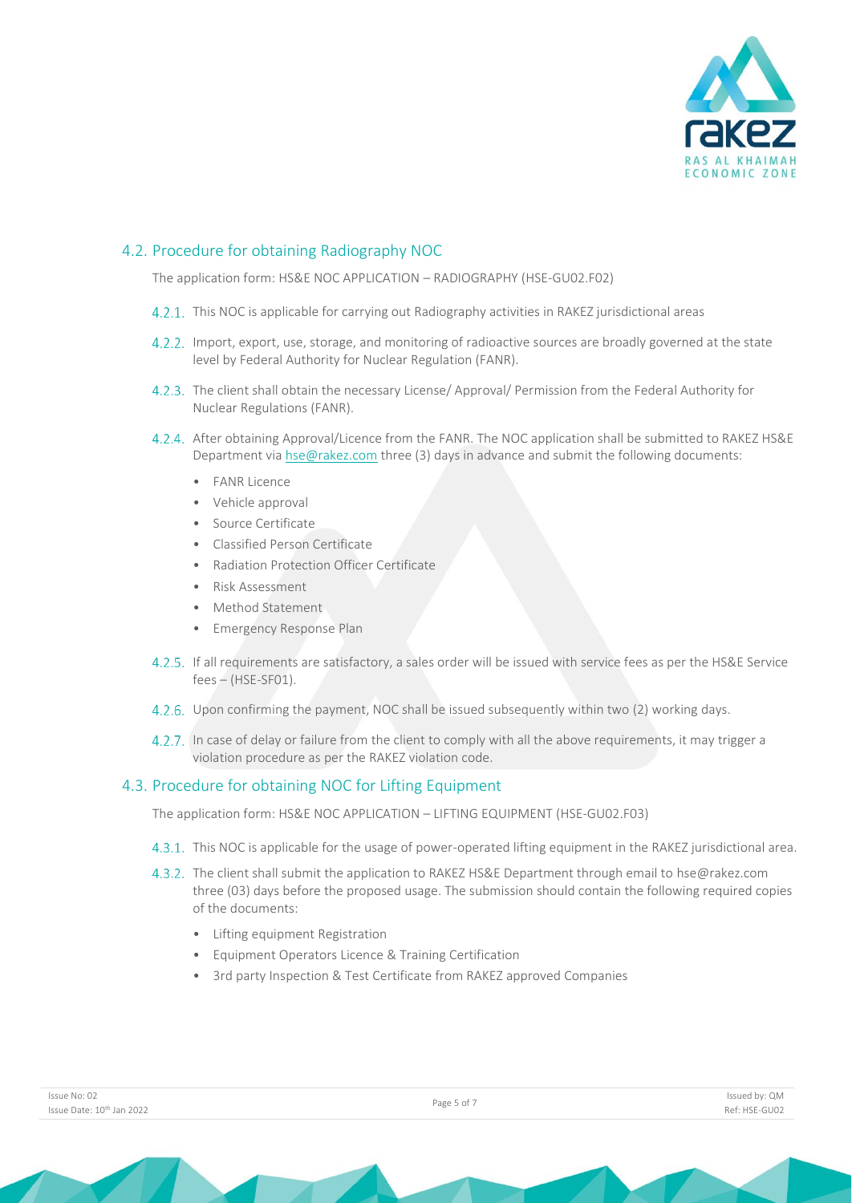## 4.2. Procedure for obtaining Radiography NOC

The application form: HS&E NOC APPLICATION – RADIOGRAPHY (HSE-GU02.F02)

4.2.1. This NOC is applicable for carrying out Radiography activities in RAKEZ jurisdictional areas

4.2.2. Import, export, use, storage, and monitoring of radioactive sources are broadly governed at the state level by Federal Authority for Nuclear Regulation (FANR).

4.2.3. The client shall obtain the necessary License/ Approval/ Permission from the Federal Authority for Nuclear Regulations (FANR).

4.2.4. After obtaining Approval/Licence from the FANR. The NOC application shall be submitted to RAKEZ HS&E Department via hse@rakez.com three (3) days in advance and submit the following documents:

- FANR Licence
- Vehicle approval
- Source Certificate
- Classified Person Certificate
- Radiation Protection Officer Certificate
- Risk Assessment
- Method Statement
- Emergency Response Plan

4.2.5. If all requirements are satisfactory, a sales order will be issued with service fees as per the HS&E Service fees – (HSE-SF01).

4.2.6. Upon confirming the payment, NOC shall be issued subsequently within two (2) working days.

4.2.7. In case of delay or failure from the client to comply with all the above requirements, it may trigger a violation procedure as per the RAKEZ violation code.

## 4.3. Procedure for obtaining NOC for Lifting Equipment

The application form: HS&E NOC APPLICATION – LIFTING EQUIPMENT (HSE-GU02.F03)

4.3.1. This NOC is applicable for the usage of power-operated lifting equipment in the RAKEZ jurisdictional area.

4.3.2. The client shall submit the application to RAKEZ HS&E Department through email to hse@rakez.com three (03) days before the proposed usage. The submission should contain the following required copies of the documents:

- Lifting equipment Registration
- Equipment Operators Licence & Training Certification
- 3rd party Inspection & Test Certificate from RAKEZ approved Companies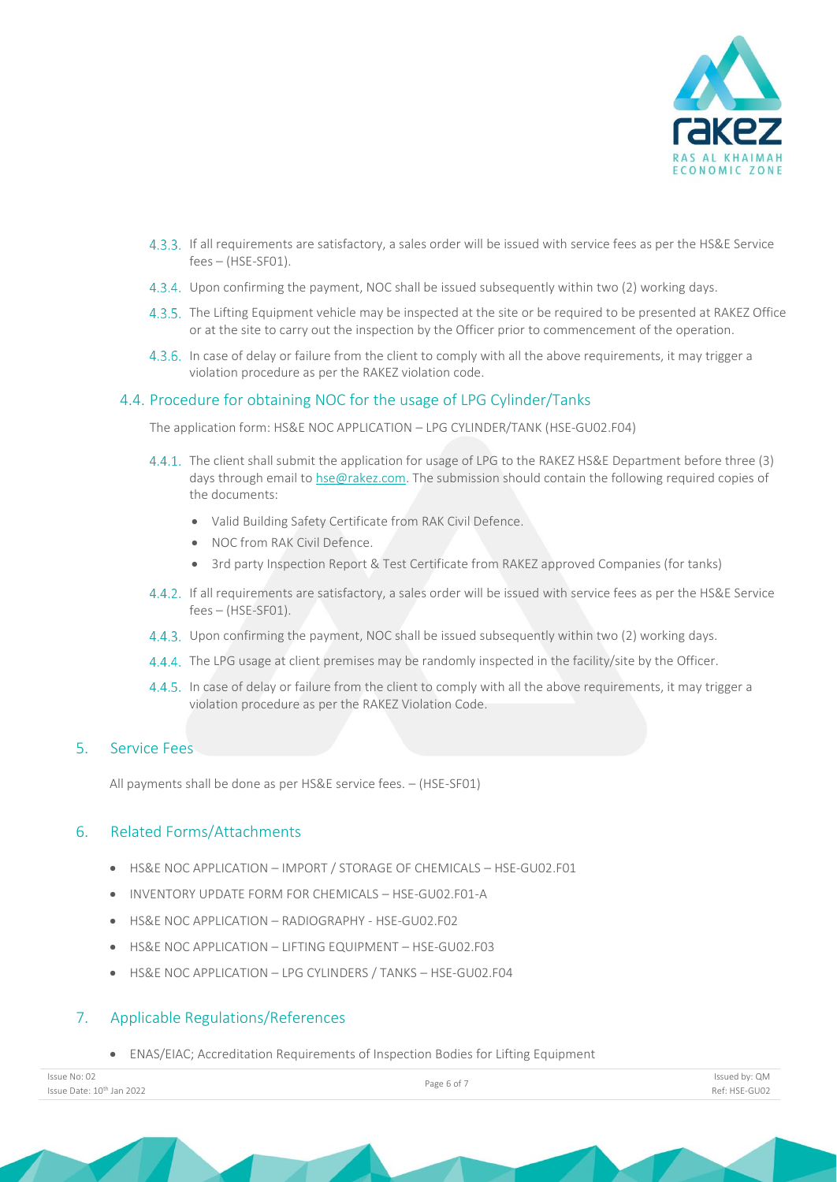4.3.3. If all requirements are satisfactory, a sales order will be issued with service fees as per the HS&E Service fees – (HSE-SF01).

4.3.4. Upon confirming the payment, NOC shall be issued subsequently within two (2) working days.

4.3.5. The Lifting Equipment vehicle may be inspected at the site or be required to be presented at RAKEZ Office or at the site to carry out the inspection by the Officer prior to commencement of the operation.

4.3.6. In case of delay or failure from the client to comply with all the above requirements, it may trigger a violation procedure as per the RAKEZ violation code.

### 4.4. Procedure for obtaining NOC for the usage of LPG Cylinder/Tanks

The application form: HS&E NOC APPLICATION – LPG CYLINDER/TANK (HSE-GU02.F04)

4.4.1. The client shall submit the application for usage of LPG to the RAKEZ HS&E Department before three (3) days through email to hse@rakez.com. The submission should contain the following required copies of the documents:

- Valid Building Safety Certificate from RAK Civil Defence.
- NOC from RAK Civil Defence.
- 3rd party Inspection Report & Test Certificate from RAKEZ approved Companies (for tanks)

4.4.2. If all requirements are satisfactory, a sales order will be issued with service fees as per the HS&E Service fees – (HSE-SF01).

4.4.3. Upon confirming the payment, NOC shall be issued subsequently within two (2) working days.

4.4.4. The LPG usage at client premises may be randomly inspected in the facility/site by the Officer.

4.4.5. In case of delay or failure from the client to comply with all the above requirements, it may trigger a violation procedure as per the RAKEZ Violation Code.

## 5. Service Fees

All payments shall be done as per HS&E service fees. – (HSE-SF01)

## 6. Related Forms/Attachments

- HS&E NOC APPLICATION – IMPORT / STORAGE OF CHEMICALS – HSE-GU02.F01
- INVENTORY UPDATE FORM FOR CHEMICALS – HSE-GU02.F01-A
- HS&E NOC APPLICATION – RADIOGRAPHY - HSE-GU02.F02
- HS&E NOC APPLICATION – LIFTING EQUIPMENT – HSE-GU02.F03
- HS&E NOC APPLICATION – LPG CYLINDERS / TANKS – HSE-GU02.F04

## 7. Applicable Regulations/References

- ENAS/EIAC; Accreditation Requirements of Inspection Bodies for Lifting Equipment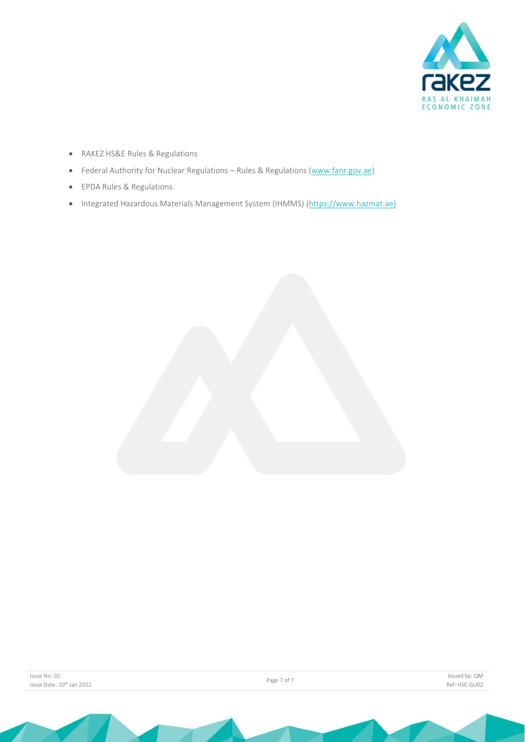- RAKEZ HS&E Rules & Regulations
- Federal Authority for Nuclear Regulations – Rules & Regulations (www.fanr.gov.ae)
- EPDA Rules & Regulations
- Integrated Hazardous Materials Management System (IHMMS) (https://www.hazmat.ae)